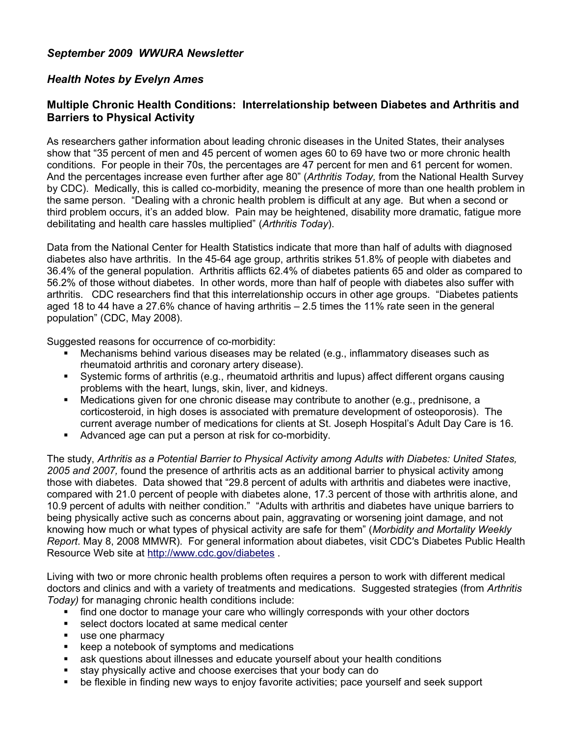*September 2009 WWURA Newsletter*

*Health Notes by Evelyn Ames*

## Multiple Chronic Health Conditions: Interrelationship between Diabetes and Arthritis and Barriers to Physical Activity

As researchers gather information about leading chronic diseases in the United States, their analyses show that “35 percent of men and 45 percent of women ages 60 to 69 have two or more chronic health conditions. For people in their 70s, the percentages are 47 percent for men and 61 percent for women. And the percentages increase even further after age 80” (*Arthritis Today,* from the National Health Survey by CDC). Medically, this is called co-morbidity, meaning the presence of more than one health problem in the same person. “Dealing with a chronic health problem is difficult at any age. But when a second or third problem occurs, it’s an added blow. Pain may be heightened, disability more dramatic, fatigue more debilitating and health care hassles multiplied” (*Arthritis Today*).

Data from the National Center for Health Statistics indicate that more than half of adults with diagnosed diabetes also have arthritis. In the 45-64 age group, arthritis strikes 51.8% of people with diabetes and 36.4% of the general population. Arthritis afflicts 62.4% of diabetes patients 65 and older as compared to 56.2% of those without diabetes. In other words, more than half of people with diabetes also suffer with arthritis. CDC researchers find that this interrelationship occurs in other age groups. “Diabetes patients aged 18 to 44 have a 27.6% chance of having arthritis – 2.5 times the 11% rate seen in the general population” (CDC, May 2008).

Suggested reasons for occurrence of co-morbidity:

- Mechanisms behind various diseases may be related (e.g., inflammatory diseases such as rheumatoid arthritis and coronary artery disease).
- Systemic forms of arthritis (e.g., rheumatoid arthritis and lupus) affect different organs causing problems with the heart, lungs, skin, liver, and kidneys.
- Medications given for one chronic disease may contribute to another (e.g., prednisone, a corticosteroid, in high doses is associated with premature development of osteoporosis). The current average number of medications for clients at St. Joseph Hospital’s Adult Day Care is 16.
- Advanced age can put a person at risk for co-morbidity.

The study, *Arthritis as a Potential Barrier to Physical Activity among Adults with Diabetes: United States, 2005 and 2007,* found the presence of arthritis acts as an additional barrier to physical activity among those with diabetes. Data showed that “29.8 percent of adults with arthritis and diabetes were inactive, compared with 21.0 percent of people with diabetes alone, 17.3 percent of those with arthritis alone, and 10.9 percent of adults with neither condition.” “Adults with arthritis and diabetes have unique barriers to being physically active such as concerns about pain, aggravating or worsening joint damage, and not knowing how much or what types of physical activity are safe for them” (*Morbidity and Mortality Weekly Report*. May 8, 2008 MMWR). For general information about diabetes, visit CDC′s Diabetes Public Health Resource Web site at http://www.cdc.gov/diabetes .

Living with two or more chronic health problems often requires a person to work with different medical doctors and clinics and with a variety of treatments and medications. Suggested strategies (from *Arthritis Today)* for managing chronic health conditions include:

- find one doctor to manage your care who willingly corresponds with your other doctors
- select doctors located at same medical center
- use one pharmacy
- keep a notebook of symptoms and medications
- ask questions about illnesses and educate yourself about your health conditions
- stay physically active and choose exercises that your body can do
- be flexible in finding new ways to enjoy favorite activities; pace yourself and seek support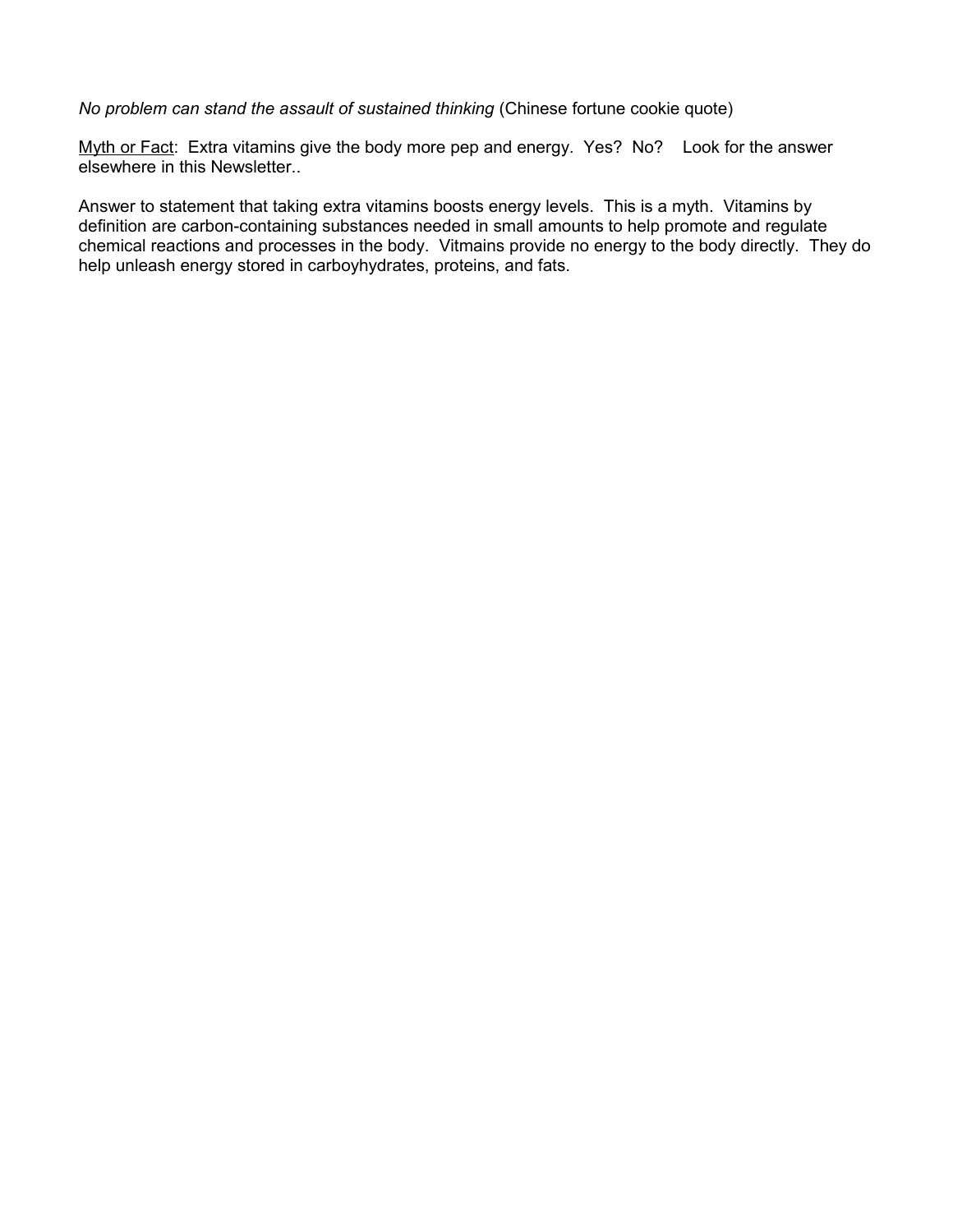*No problem can stand the assault of sustained thinking* (Chinese fortune cookie quote)

Myth or Fact: Extra vitamins give the body more pep and energy. Yes? No? Look for the answer elsewhere in this Newsletter..

Answer to statement that taking extra vitamins boosts energy levels. This is a myth. Vitamins by definition are carbon-containing substances needed in small amounts to help promote and regulate chemical reactions and processes in the body. Vitmains provide no energy to the body directly. They do help unleash energy stored in carboyhydrates, proteins, and fats.